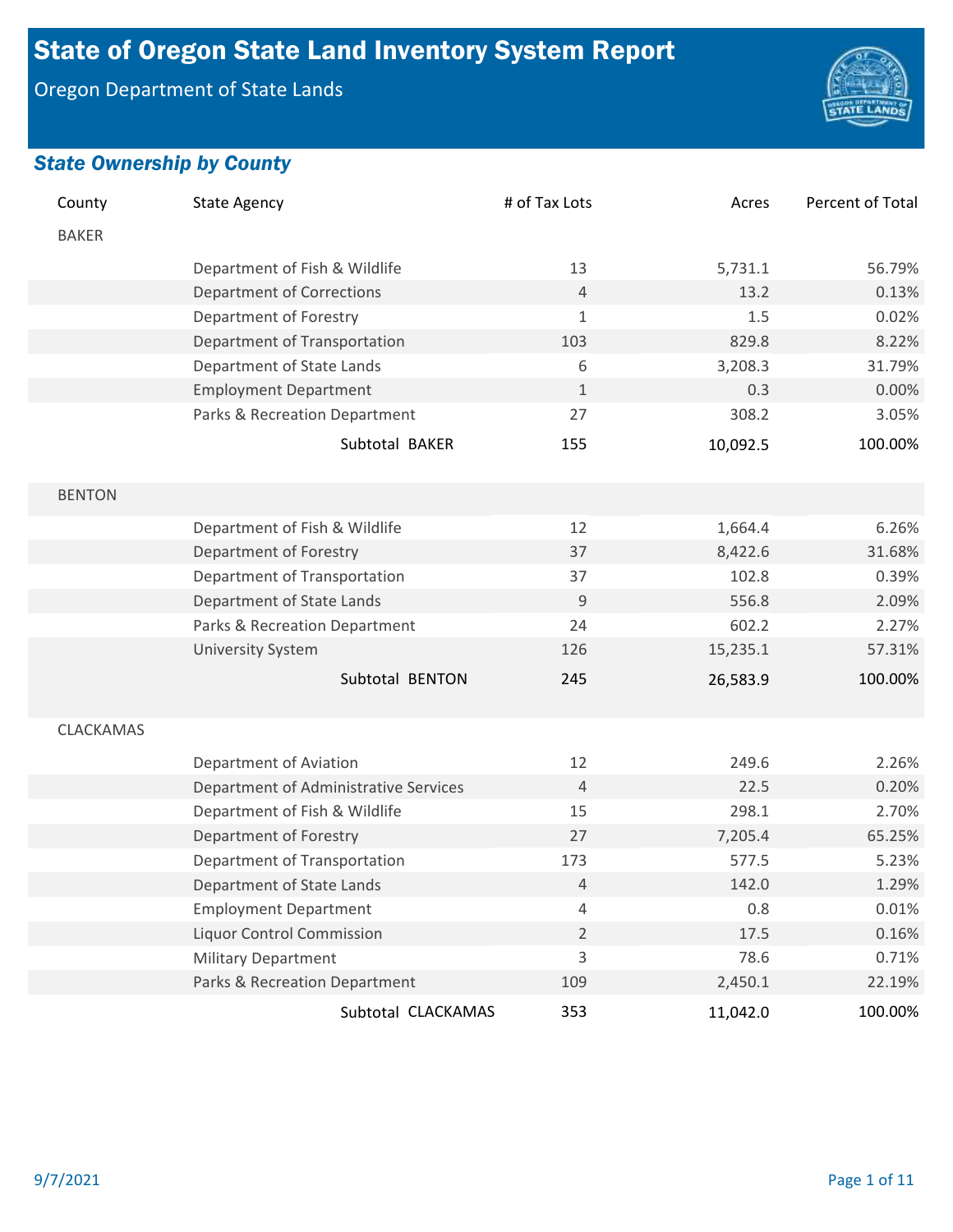# State of Oregon State Land Inventory System Report

Oregon Department of State Lands

## *State Ownership by County*

| County | State Agency | # of Tax Lots | Acres | Percent of Total |
|---|---|---|---|---|
| BAKER | | | | |
| | Department of Fish & Wildlife | 13 | 5,731.1 | 56.79% |
| | Department of Corrections | 4 | 13.2 | 0.13% |
| | Department of Forestry | 1 | 1.5 | 0.02% |
| | Department of Transportation | 103 | 829.8 | 8.22% |
| | Department of State Lands | 6 | 3,208.3 | 31.79% |
| | Employment Department | 1 | 0.3 | 0.00% |
| | Parks & Recreation Department | 27 | 308.2 | 3.05% |
| | Subtotal BAKER | 155 | 10,092.5 | 100.00% |
| BENTON | | | | |
| | Department of Fish & Wildlife | 12 | 1,664.4 | 6.26% |
| | Department of Forestry | 37 | 8,422.6 | 31.68% |
| | Department of Transportation | 37 | 102.8 | 0.39% |
| | Department of State Lands | 9 | 556.8 | 2.09% |
| | Parks & Recreation Department | 24 | 602.2 | 2.27% |
| | University System | 126 | 15,235.1 | 57.31% |
| | Subtotal BENTON | 245 | 26,583.9 | 100.00% |
| CLACKAMAS | | | | |
| | Department of Aviation | 12 | 249.6 | 2.26% |
| | Department of Administrative Services | 4 | 22.5 | 0.20% |
| | Department of Fish & Wildlife | 15 | 298.1 | 2.70% |
| | Department of Forestry | 27 | 7,205.4 | 65.25% |
| | Department of Transportation | 173 | 577.5 | 5.23% |
| | Department of State Lands | 4 | 142.0 | 1.29% |
| | Employment Department | 4 | 0.8 | 0.01% |
| | Liquor Control Commission | 2 | 17.5 | 0.16% |
| | Military Department | 3 | 78.6 | 0.71% |
| | Parks & Recreation Department | 109 | 2,450.1 | 22.19% |
| | Subtotal CLACKAMAS | 353 | 11,042.0 | 100.00% |

9/7/2021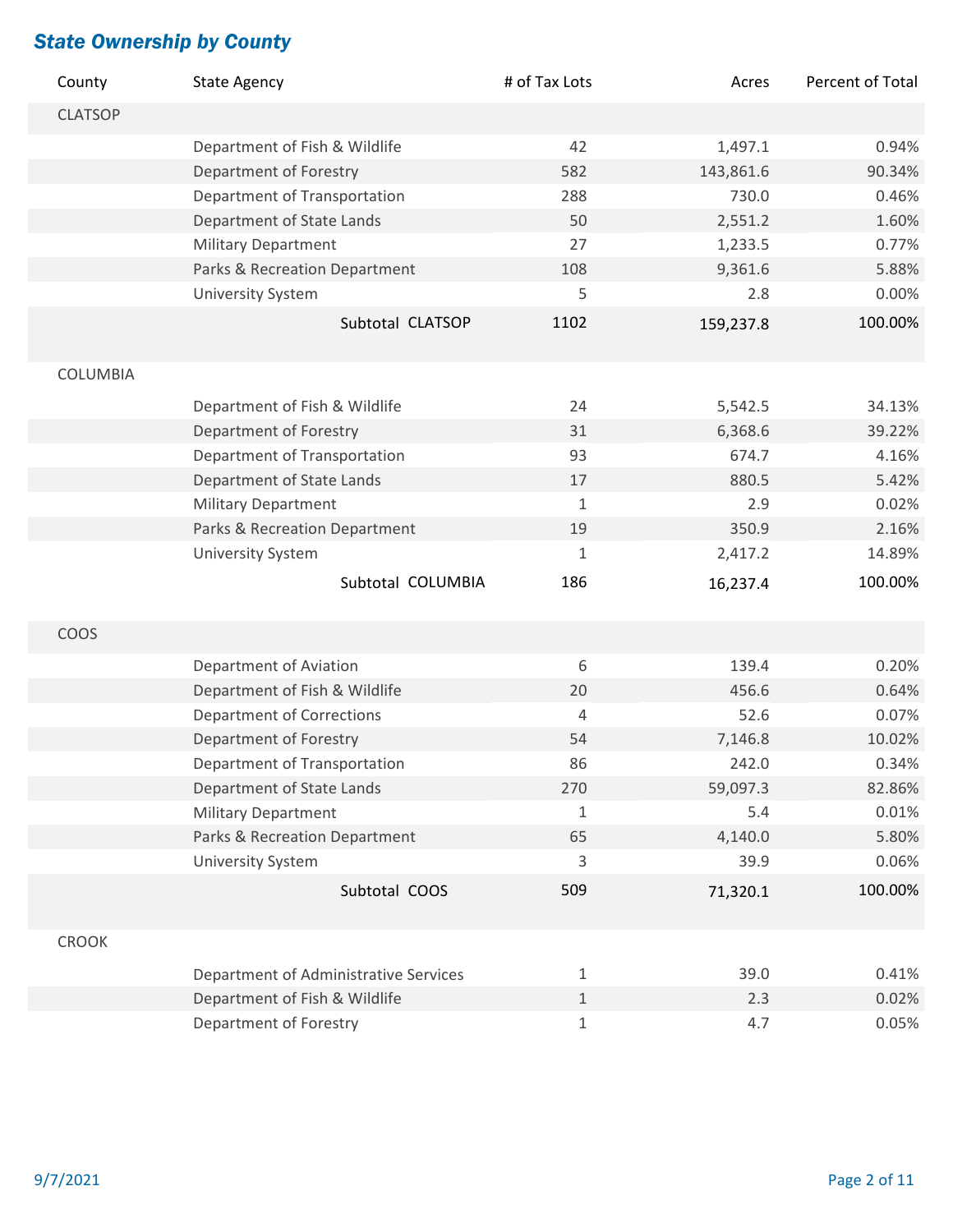## State Ownership by County

| County | State Agency | # of Tax Lots | Acres | Percent of Total |
|---|---|---|---|---|
| CLATSOP | | | | |
| | Department of Fish & Wildlife | 42 | 1,497.1 | 0.94% |
| | Department of Forestry | 582 | 143,861.6 | 90.34% |
| | Department of Transportation | 288 | 730.0 | 0.46% |
| | Department of State Lands | 50 | 2,551.2 | 1.60% |
| | Military Department | 27 | 1,233.5 | 0.77% |
| | Parks & Recreation Department | 108 | 9,361.6 | 5.88% |
| | University System | 5 | 2.8 | 0.00% |
| | Subtotal CLATSOP | 1102 | 159,237.8 | 100.00% |
| COLUMBIA | | | | |
| | Department of Fish & Wildlife | 24 | 5,542.5 | 34.13% |
| | Department of Forestry | 31 | 6,368.6 | 39.22% |
| | Department of Transportation | 93 | 674.7 | 4.16% |
| | Department of State Lands | 17 | 880.5 | 5.42% |
| | Military Department | 1 | 2.9 | 0.02% |
| | Parks & Recreation Department | 19 | 350.9 | 2.16% |
| | University System | 1 | 2,417.2 | 14.89% |
| | Subtotal COLUMBIA | 186 | 16,237.4 | 100.00% |
| COOS | | | | |
| | Department of Aviation | 6 | 139.4 | 0.20% |
| | Department of Fish & Wildlife | 20 | 456.6 | 0.64% |
| | Department of Corrections | 4 | 52.6 | 0.07% |
| | Department of Forestry | 54 | 7,146.8 | 10.02% |
| | Department of Transportation | 86 | 242.0 | 0.34% |
| | Department of State Lands | 270 | 59,097.3 | 82.86% |
| | Military Department | 1 | 5.4 | 0.01% |
| | Parks & Recreation Department | 65 | 4,140.0 | 5.80% |
| | University System | 3 | 39.9 | 0.06% |
| | Subtotal COOS | 509 | 71,320.1 | 100.00% |
| CROOK | | | | |
| | Department of Administrative Services | 1 | 39.0 | 0.41% |
| | Department of Fish & Wildlife | 1 | 2.3 | 0.02% |
| | Department of Forestry | 1 | 4.7 | 0.05% |

9/7/2021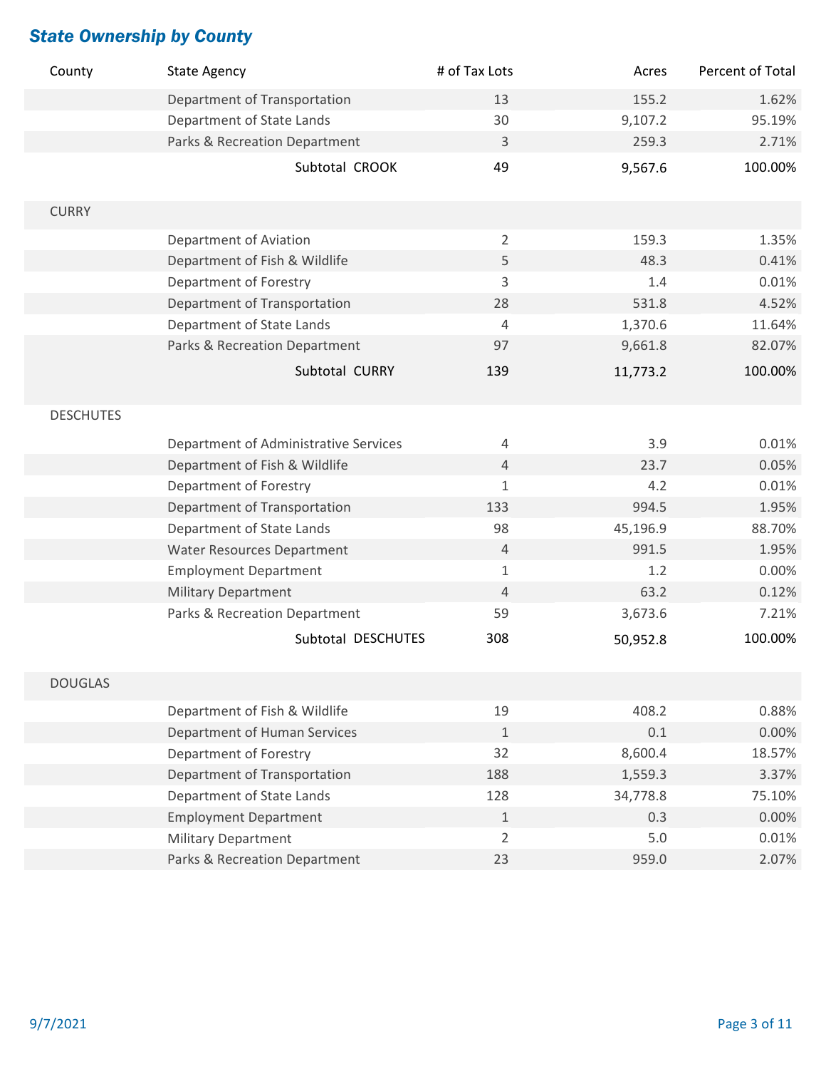## State Ownership by County

| County | State Agency | # of Tax Lots | Acres | Percent of Total |
|---|---|---|---|---|
| | Department of Transportation | 13 | 155.2 | 1.62% |
| | Department of State Lands | 30 | 9,107.2 | 95.19% |
| | Parks & Recreation Department | 3 | 259.3 | 2.71% |
| | Subtotal CROOK | 49 | 9,567.6 | 100.00% |
| CURRY | | | | |
| | Department of Aviation | 2 | 159.3 | 1.35% |
| | Department of Fish & Wildlife | 5 | 48.3 | 0.41% |
| | Department of Forestry | 3 | 1.4 | 0.01% |
| | Department of Transportation | 28 | 531.8 | 4.52% |
| | Department of State Lands | 4 | 1,370.6 | 11.64% |
| | Parks & Recreation Department | 97 | 9,661.8 | 82.07% |
| | Subtotal CURRY | 139 | 11,773.2 | 100.00% |
| DESCHUTES | | | | |
| | Department of Administrative Services | 4 | 3.9 | 0.01% |
| | Department of Fish & Wildlife | 4 | 23.7 | 0.05% |
| | Department of Forestry | 1 | 4.2 | 0.01% |
| | Department of Transportation | 133 | 994.5 | 1.95% |
| | Department of State Lands | 98 | 45,196.9 | 88.70% |
| | Water Resources Department | 4 | 991.5 | 1.95% |
| | Employment Department | 1 | 1.2 | 0.00% |
| | Military Department | 4 | 63.2 | 0.12% |
| | Parks & Recreation Department | 59 | 3,673.6 | 7.21% |
| | Subtotal DESCHUTES | 308 | 50,952.8 | 100.00% |
| DOUGLAS | | | | |
| | Department of Fish & Wildlife | 19 | 408.2 | 0.88% |
| | Department of Human Services | 1 | 0.1 | 0.00% |
| | Department of Forestry | 32 | 8,600.4 | 18.57% |
| | Department of Transportation | 188 | 1,559.3 | 3.37% |
| | Department of State Lands | 128 | 34,778.8 | 75.10% |
| | Employment Department | 1 | 0.3 | 0.00% |
| | Military Department | 2 | 5.0 | 0.01% |
| | Parks & Recreation Department | 23 | 959.0 | 2.07% |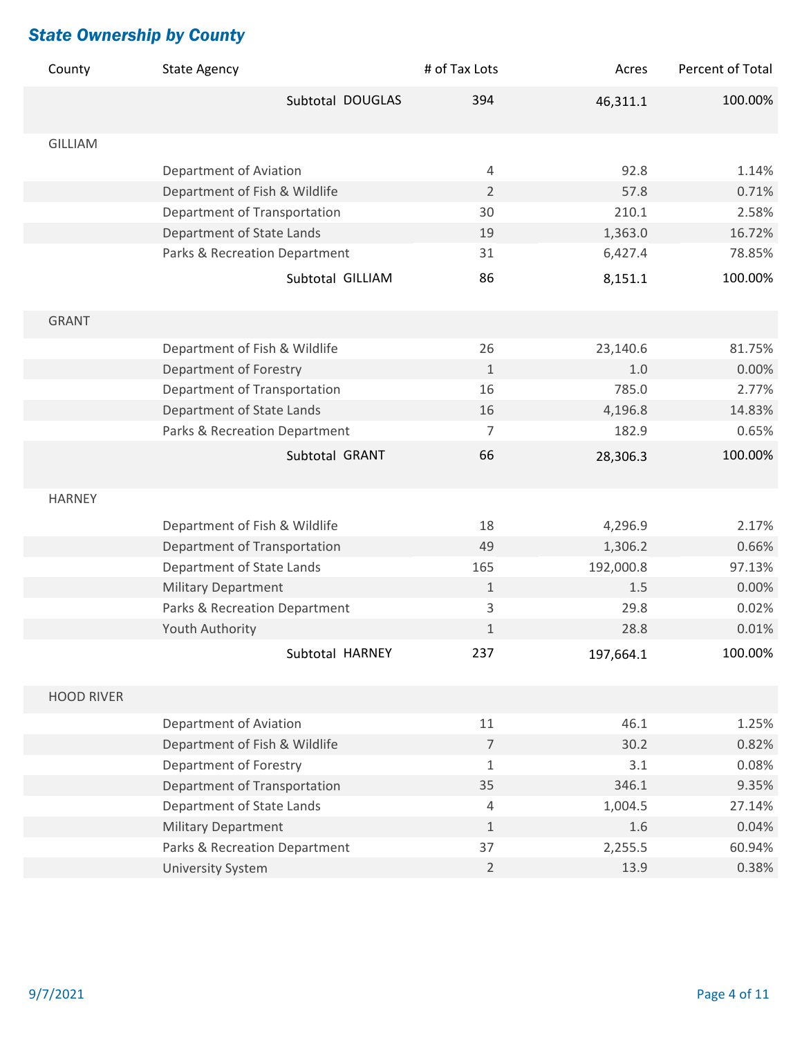## State Ownership by County

| County | State Agency | # of Tax Lots | Acres | Percent of Total |
|---|---|---|---|---|
| | Subtotal DOUGLAS | 394 | 46,311.1 | 100.00% |
| GILLIAM | | | | |
| | Department of Aviation | 4 | 92.8 | 1.14% |
| | Department of Fish & Wildlife | 2 | 57.8 | 0.71% |
| | Department of Transportation | 30 | 210.1 | 2.58% |
| | Department of State Lands | 19 | 1,363.0 | 16.72% |
| | Parks & Recreation Department | 31 | 6,427.4 | 78.85% |
| | Subtotal GILLIAM | 86 | 8,151.1 | 100.00% |
| GRANT | | | | |
| | Department of Fish & Wildlife | 26 | 23,140.6 | 81.75% |
| | Department of Forestry | 1 | 1.0 | 0.00% |
| | Department of Transportation | 16 | 785.0 | 2.77% |
| | Department of State Lands | 16 | 4,196.8 | 14.83% |
| | Parks & Recreation Department | 7 | 182.9 | 0.65% |
| | Subtotal GRANT | 66 | 28,306.3 | 100.00% |
| HARNEY | | | | |
| | Department of Fish & Wildlife | 18 | 4,296.9 | 2.17% |
| | Department of Transportation | 49 | 1,306.2 | 0.66% |
| | Department of State Lands | 165 | 192,000.8 | 97.13% |
| | Military Department | 1 | 1.5 | 0.00% |
| | Parks & Recreation Department | 3 | 29.8 | 0.02% |
| | Youth Authority | 1 | 28.8 | 0.01% |
| | Subtotal HARNEY | 237 | 197,664.1 | 100.00% |
| HOOD RIVER | | | | |
| | Department of Aviation | 11 | 46.1 | 1.25% |
| | Department of Fish & Wildlife | 7 | 30.2 | 0.82% |
| | Department of Forestry | 1 | 3.1 | 0.08% |
| | Department of Transportation | 35 | 346.1 | 9.35% |
| | Department of State Lands | 4 | 1,004.5 | 27.14% |
| | Military Department | 1 | 1.6 | 0.04% |
| | Parks & Recreation Department | 37 | 2,255.5 | 60.94% |
| | University System | 2 | 13.9 | 0.38% |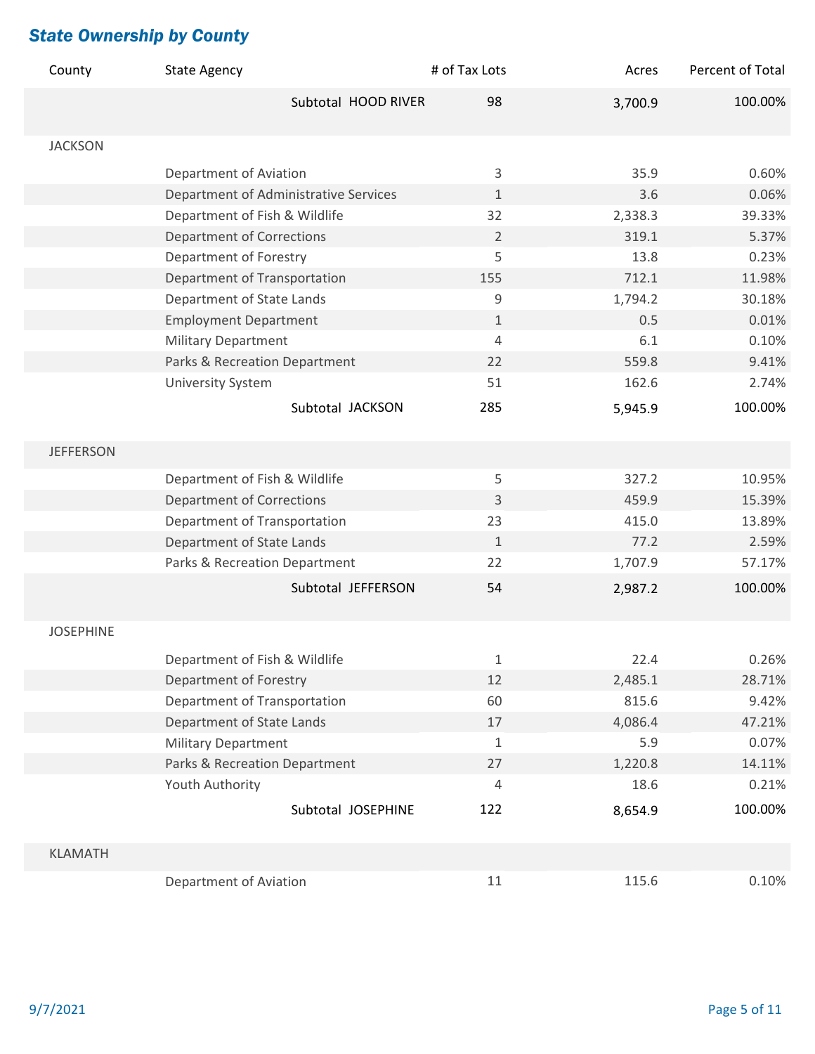## *State Ownership by County*

| County | State Agency | # of Tax Lots | Acres | Percent of Total |
|---|---|---|---|---|
| | Subtotal HOOD RIVER | 98 | 3,700.9 | 100.00% |
| JACKSON | | | | |
| | Department of Aviation | 3 | 35.9 | 0.60% |
| | Department of Administrative Services | 1 | 3.6 | 0.06% |
| | Department of Fish & Wildlife | 32 | 2,338.3 | 39.33% |
| | Department of Corrections | 2 | 319.1 | 5.37% |
| | Department of Forestry | 5 | 13.8 | 0.23% |
| | Department of Transportation | 155 | 712.1 | 11.98% |
| | Department of State Lands | 9 | 1,794.2 | 30.18% |
| | Employment Department | 1 | 0.5 | 0.01% |
| | Military Department | 4 | 6.1 | 0.10% |
| | Parks & Recreation Department | 22 | 559.8 | 9.41% |
| | University System | 51 | 162.6 | 2.74% |
| | Subtotal JACKSON | 285 | 5,945.9 | 100.00% |
| JEFFERSON | | | | |
| | Department of Fish & Wildlife | 5 | 327.2 | 10.95% |
| | Department of Corrections | 3 | 459.9 | 15.39% |
| | Department of Transportation | 23 | 415.0 | 13.89% |
| | Department of State Lands | 1 | 77.2 | 2.59% |
| | Parks & Recreation Department | 22 | 1,707.9 | 57.17% |
| | Subtotal JEFFERSON | 54 | 2,987.2 | 100.00% |
| JOSEPHINE | | | | |
| | Department of Fish & Wildlife | 1 | 22.4 | 0.26% |
| | Department of Forestry | 12 | 2,485.1 | 28.71% |
| | Department of Transportation | 60 | 815.6 | 9.42% |
| | Department of State Lands | 17 | 4,086.4 | 47.21% |
| | Military Department | 1 | 5.9 | 0.07% |
| | Parks & Recreation Department | 27 | 1,220.8 | 14.11% |
| | Youth Authority | 4 | 18.6 | 0.21% |
| | Subtotal JOSEPHINE | 122 | 8,654.9 | 100.00% |
| KLAMATH | | | | |
| | Department of Aviation | 11 | 115.6 | 0.10% |

9/7/2021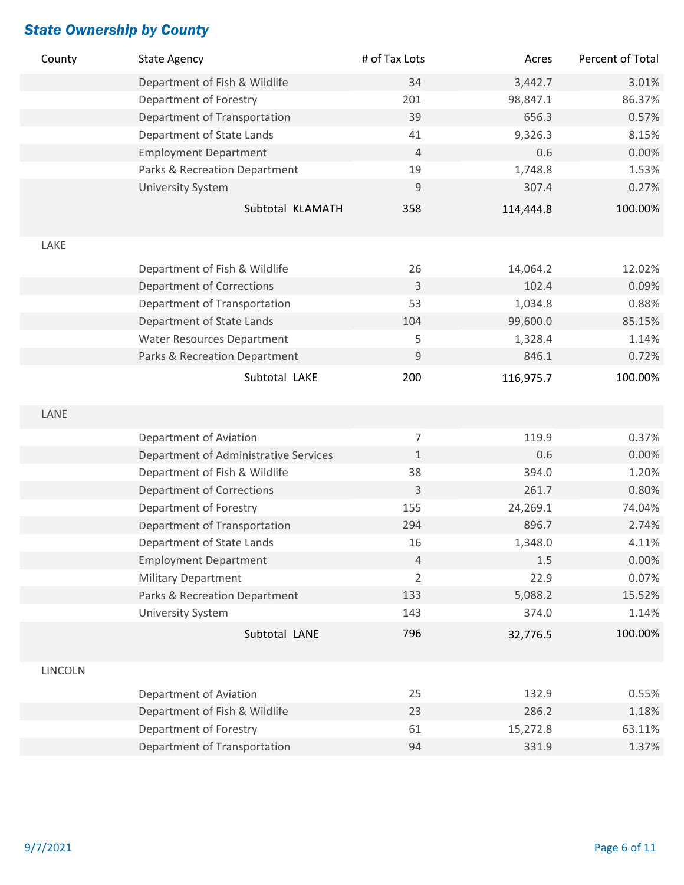## State Ownership by County

| County | State Agency | # of Tax Lots | Acres | Percent of Total |
|---|---|---|---|---|
| | Department of Fish & Wildlife | 34 | 3,442.7 | 3.01% |
| | Department of Forestry | 201 | 98,847.1 | 86.37% |
| | Department of Transportation | 39 | 656.3 | 0.57% |
| | Department of State Lands | 41 | 9,326.3 | 8.15% |
| | Employment Department | 4 | 0.6 | 0.00% |
| | Parks & Recreation Department | 19 | 1,748.8 | 1.53% |
| | University System | 9 | 307.4 | 0.27% |
| | **Subtotal KLAMATH** | **358** | **114,444.8** | **100.00%** |
| LAKE | | | | |
| | Department of Fish & Wildlife | 26 | 14,064.2 | 12.02% |
| | Department of Corrections | 3 | 102.4 | 0.09% |
| | Department of Transportation | 53 | 1,034.8 | 0.88% |
| | Department of State Lands | 104 | 99,600.0 | 85.15% |
| | Water Resources Department | 5 | 1,328.4 | 1.14% |
| | Parks & Recreation Department | 9 | 846.1 | 0.72% |
| | **Subtotal LAKE** | **200** | **116,975.7** | **100.00%** |
| LANE | | | | |
| | Department of Aviation | 7 | 119.9 | 0.37% |
| | Department of Administrative Services | 1 | 0.6 | 0.00% |
| | Department of Fish & Wildlife | 38 | 394.0 | 1.20% |
| | Department of Corrections | 3 | 261.7 | 0.80% |
| | Department of Forestry | 155 | 24,269.1 | 74.04% |
| | Department of Transportation | 294 | 896.7 | 2.74% |
| | Department of State Lands | 16 | 1,348.0 | 4.11% |
| | Employment Department | 4 | 1.5 | 0.00% |
| | Military Department | 2 | 22.9 | 0.07% |
| | Parks & Recreation Department | 133 | 5,088.2 | 15.52% |
| | University System | 143 | 374.0 | 1.14% |
| | **Subtotal LANE** | **796** | **32,776.5** | **100.00%** |
| LINCOLN | | | | |
| | Department of Aviation | 25 | 132.9 | 0.55% |
| | Department of Fish & Wildlife | 23 | 286.2 | 1.18% |
| | Department of Forestry | 61 | 15,272.8 | 63.11% |
| | Department of Transportation | 94 | 331.9 | 1.37% |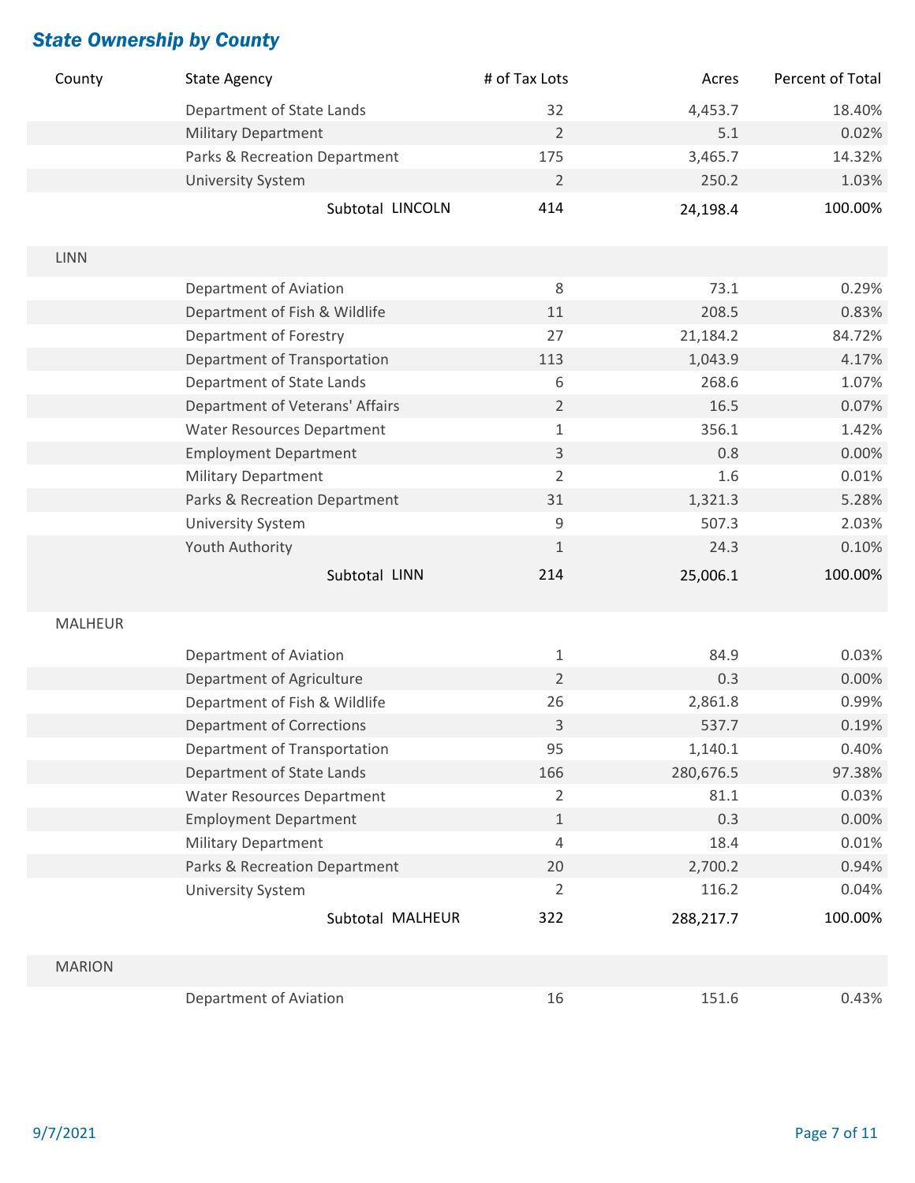## State Ownership by County

| County | State Agency | # of Tax Lots | Acres | Percent of Total |
|---|---|---|---|---|
| | Department of State Lands | 32 | 4,453.7 | 18.40% |
| | Military Department | 2 | 5.1 | 0.02% |
| | Parks & Recreation Department | 175 | 3,465.7 | 14.32% |
| | University System | 2 | 250.2 | 1.03% |
| | Subtotal LINCOLN | 414 | 24,198.4 | 100.00% |
| LINN | | | | |
| | Department of Aviation | 8 | 73.1 | 0.29% |
| | Department of Fish & Wildlife | 11 | 208.5 | 0.83% |
| | Department of Forestry | 27 | 21,184.2 | 84.72% |
| | Department of Transportation | 113 | 1,043.9 | 4.17% |
| | Department of State Lands | 6 | 268.6 | 1.07% |
| | Department of Veterans' Affairs | 2 | 16.5 | 0.07% |
| | Water Resources Department | 1 | 356.1 | 1.42% |
| | Employment Department | 3 | 0.8 | 0.00% |
| | Military Department | 2 | 1.6 | 0.01% |
| | Parks & Recreation Department | 31 | 1,321.3 | 5.28% |
| | University System | 9 | 507.3 | 2.03% |
| | Youth Authority | 1 | 24.3 | 0.10% |
| | Subtotal LINN | 214 | 25,006.1 | 100.00% |
| MALHEUR | | | | |
| | Department of Aviation | 1 | 84.9 | 0.03% |
| | Department of Agriculture | 2 | 0.3 | 0.00% |
| | Department of Fish & Wildlife | 26 | 2,861.8 | 0.99% |
| | Department of Corrections | 3 | 537.7 | 0.19% |
| | Department of Transportation | 95 | 1,140.1 | 0.40% |
| | Department of State Lands | 166 | 280,676.5 | 97.38% |
| | Water Resources Department | 2 | 81.1 | 0.03% |
| | Employment Department | 1 | 0.3 | 0.00% |
| | Military Department | 4 | 18.4 | 0.01% |
| | Parks & Recreation Department | 20 | 2,700.2 | 0.94% |
| | University System | 2 | 116.2 | 0.04% |
| | Subtotal MALHEUR | 322 | 288,217.7 | 100.00% |
| MARION | | | | |
| | Department of Aviation | 16 | 151.6 | 0.43% |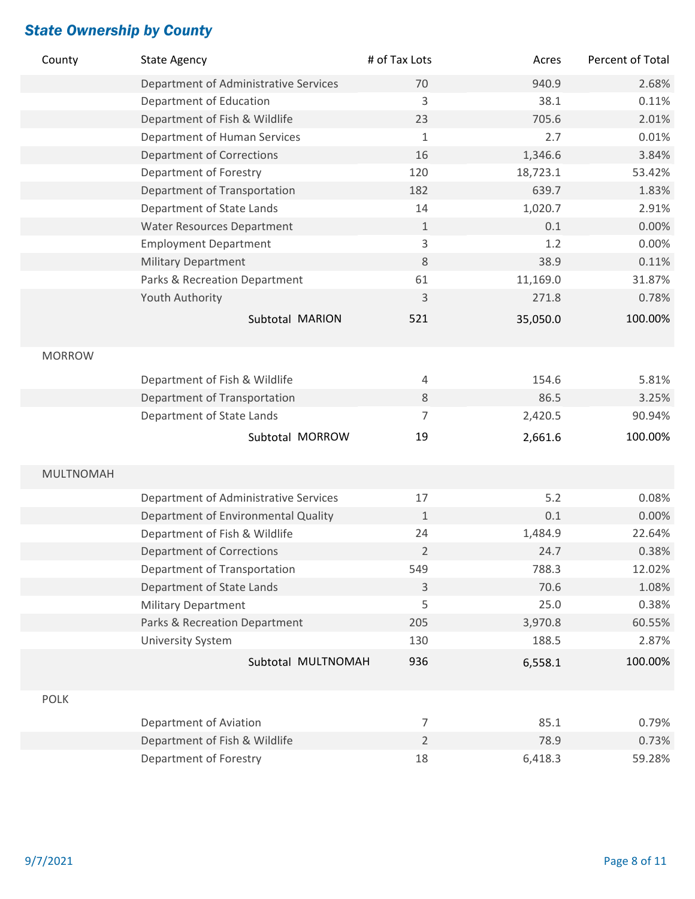## State Ownership by County

| County | State Agency | # of Tax Lots | Acres | Percent of Total |
|---|---|---|---|---|
| | Department of Administrative Services | 70 | 940.9 | 2.68% |
| | Department of Education | 3 | 38.1 | 0.11% |
| | Department of Fish & Wildlife | 23 | 705.6 | 2.01% |
| | Department of Human Services | 1 | 2.7 | 0.01% |
| | Department of Corrections | 16 | 1,346.6 | 3.84% |
| | Department of Forestry | 120 | 18,723.1 | 53.42% |
| | Department of Transportation | 182 | 639.7 | 1.83% |
| | Department of State Lands | 14 | 1,020.7 | 2.91% |
| | Water Resources Department | 1 | 0.1 | 0.00% |
| | Employment Department | 3 | 1.2 | 0.00% |
| | Military Department | 8 | 38.9 | 0.11% |
| | Parks & Recreation Department | 61 | 11,169.0 | 31.87% |
| | Youth Authority | 3 | 271.8 | 0.78% |
| | Subtotal MARION | 521 | 35,050.0 | 100.00% |
| MORROW | | | | |
| | Department of Fish & Wildlife | 4 | 154.6 | 5.81% |
| | Department of Transportation | 8 | 86.5 | 3.25% |
| | Department of State Lands | 7 | 2,420.5 | 90.94% |
| | Subtotal MORROW | 19 | 2,661.6 | 100.00% |
| MULTNOMAH | | | | |
| | Department of Administrative Services | 17 | 5.2 | 0.08% |
| | Department of Environmental Quality | 1 | 0.1 | 0.00% |
| | Department of Fish & Wildlife | 24 | 1,484.9 | 22.64% |
| | Department of Corrections | 2 | 24.7 | 0.38% |
| | Department of Transportation | 549 | 788.3 | 12.02% |
| | Department of State Lands | 3 | 70.6 | 1.08% |
| | Military Department | 5 | 25.0 | 0.38% |
| | Parks & Recreation Department | 205 | 3,970.8 | 60.55% |
| | University System | 130 | 188.5 | 2.87% |
| | Subtotal MULTNOMAH | 936 | 6,558.1 | 100.00% |
| POLK | | | | |
| | Department of Aviation | 7 | 85.1 | 0.79% |
| | Department of Fish & Wildlife | 2 | 78.9 | 0.73% |
| | Department of Forestry | 18 | 6,418.3 | 59.28% |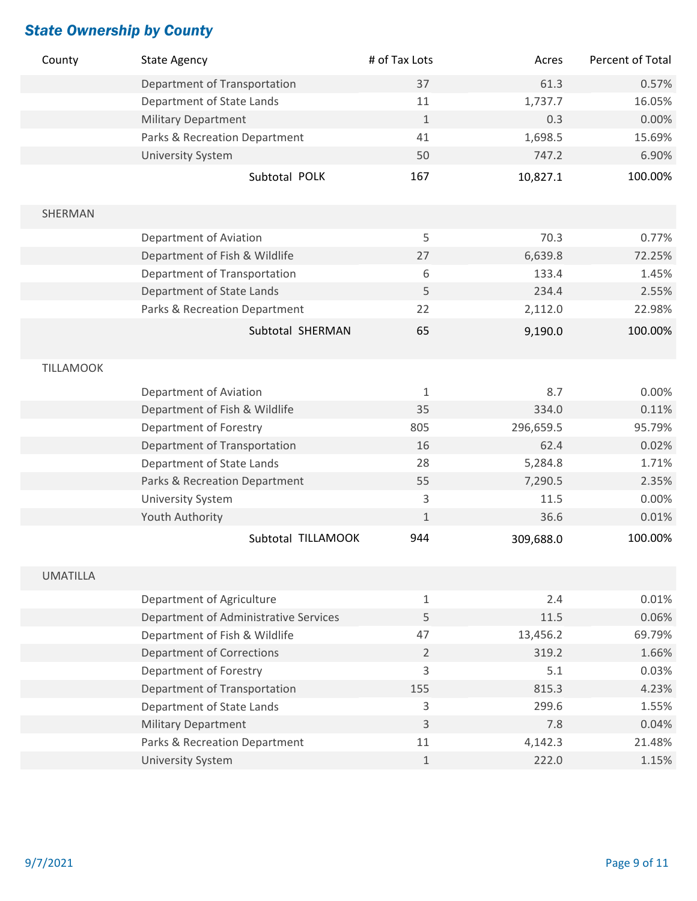## State Ownership by County

| County | State Agency | # of Tax Lots | Acres | Percent of Total |
|---|---|---|---|---|
| | Department of Transportation | 37 | 61.3 | 0.57% |
| | Department of State Lands | 11 | 1,737.7 | 16.05% |
| | Military Department | 1 | 0.3 | 0.00% |
| | Parks & Recreation Department | 41 | 1,698.5 | 15.69% |
| | University System | 50 | 747.2 | 6.90% |
| | **Subtotal POLK** | **167** | **10,827.1** | **100.00%** |
| SHERMAN | | | | |
| | Department of Aviation | 5 | 70.3 | 0.77% |
| | Department of Fish & Wildlife | 27 | 6,639.8 | 72.25% |
| | Department of Transportation | 6 | 133.4 | 1.45% |
| | Department of State Lands | 5 | 234.4 | 2.55% |
| | Parks & Recreation Department | 22 | 2,112.0 | 22.98% |
| | **Subtotal SHERMAN** | **65** | **9,190.0** | **100.00%** |
| TILLAMOOK | | | | |
| | Department of Aviation | 1 | 8.7 | 0.00% |
| | Department of Fish & Wildlife | 35 | 334.0 | 0.11% |
| | Department of Forestry | 805 | 296,659.5 | 95.79% |
| | Department of Transportation | 16 | 62.4 | 0.02% |
| | Department of State Lands | 28 | 5,284.8 | 1.71% |
| | Parks & Recreation Department | 55 | 7,290.5 | 2.35% |
| | University System | 3 | 11.5 | 0.00% |
| | Youth Authority | 1 | 36.6 | 0.01% |
| | **Subtotal TILLAMOOK** | **944** | **309,688.0** | **100.00%** |
| UMATILLA | | | | |
| | Department of Agriculture | 1 | 2.4 | 0.01% |
| | Department of Administrative Services | 5 | 11.5 | 0.06% |
| | Department of Fish & Wildlife | 47 | 13,456.2 | 69.79% |
| | Department of Corrections | 2 | 319.2 | 1.66% |
| | Department of Forestry | 3 | 5.1 | 0.03% |
| | Department of Transportation | 155 | 815.3 | 4.23% |
| | Department of State Lands | 3 | 299.6 | 1.55% |
| | Military Department | 3 | 7.8 | 0.04% |
| | Parks & Recreation Department | 11 | 4,142.3 | 21.48% |
| | University System | 1 | 222.0 | 1.15% |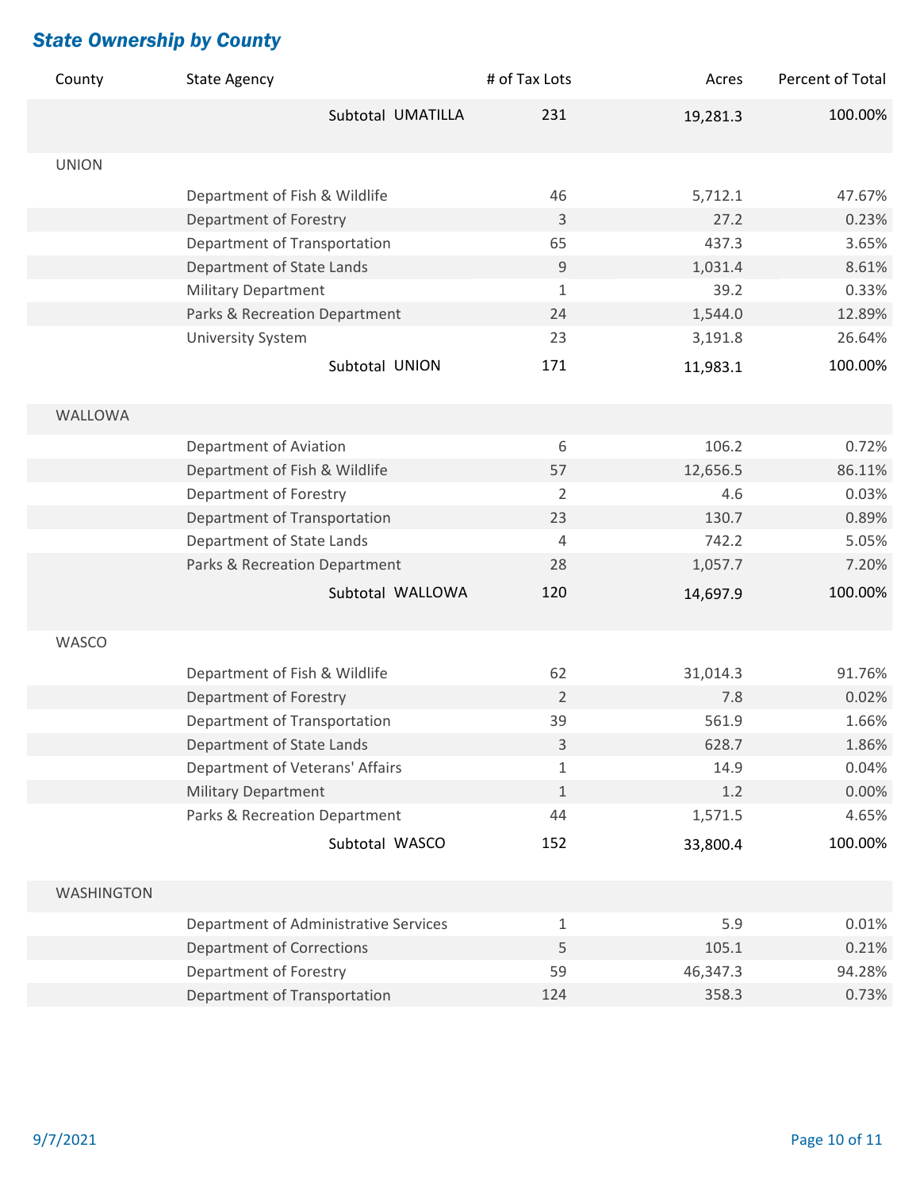## State Ownership by County

| County | State Agency | # of Tax Lots | Acres | Percent of Total |
|---|---|---|---|---|
| | Subtotal UMATILLA | 231 | 19,281.3 | 100.00% |
| UNION | | | | |
| | Department of Fish & Wildlife | 46 | 5,712.1 | 47.67% |
| | Department of Forestry | 3 | 27.2 | 0.23% |
| | Department of Transportation | 65 | 437.3 | 3.65% |
| | Department of State Lands | 9 | 1,031.4 | 8.61% |
| | Military Department | 1 | 39.2 | 0.33% |
| | Parks & Recreation Department | 24 | 1,544.0 | 12.89% |
| | University System | 23 | 3,191.8 | 26.64% |
| | Subtotal UNION | 171 | 11,983.1 | 100.00% |
| WALLOWA | | | | |
| | Department of Aviation | 6 | 106.2 | 0.72% |
| | Department of Fish & Wildlife | 57 | 12,656.5 | 86.11% |
| | Department of Forestry | 2 | 4.6 | 0.03% |
| | Department of Transportation | 23 | 130.7 | 0.89% |
| | Department of State Lands | 4 | 742.2 | 5.05% |
| | Parks & Recreation Department | 28 | 1,057.7 | 7.20% |
| | Subtotal WALLOWA | 120 | 14,697.9 | 100.00% |
| WASCO | | | | |
| | Department of Fish & Wildlife | 62 | 31,014.3 | 91.76% |
| | Department of Forestry | 2 | 7.8 | 0.02% |
| | Department of Transportation | 39 | 561.9 | 1.66% |
| | Department of State Lands | 3 | 628.7 | 1.86% |
| | Department of Veterans' Affairs | 1 | 14.9 | 0.04% |
| | Military Department | 1 | 1.2 | 0.00% |
| | Parks & Recreation Department | 44 | 1,571.5 | 4.65% |
| | Subtotal WASCO | 152 | 33,800.4 | 100.00% |
| WASHINGTON | | | | |
| | Department of Administrative Services | 1 | 5.9 | 0.01% |
| | Department of Corrections | 5 | 105.1 | 0.21% |
| | Department of Forestry | 59 | 46,347.3 | 94.28% |
| | Department of Transportation | 124 | 358.3 | 0.73% |

9/7/2021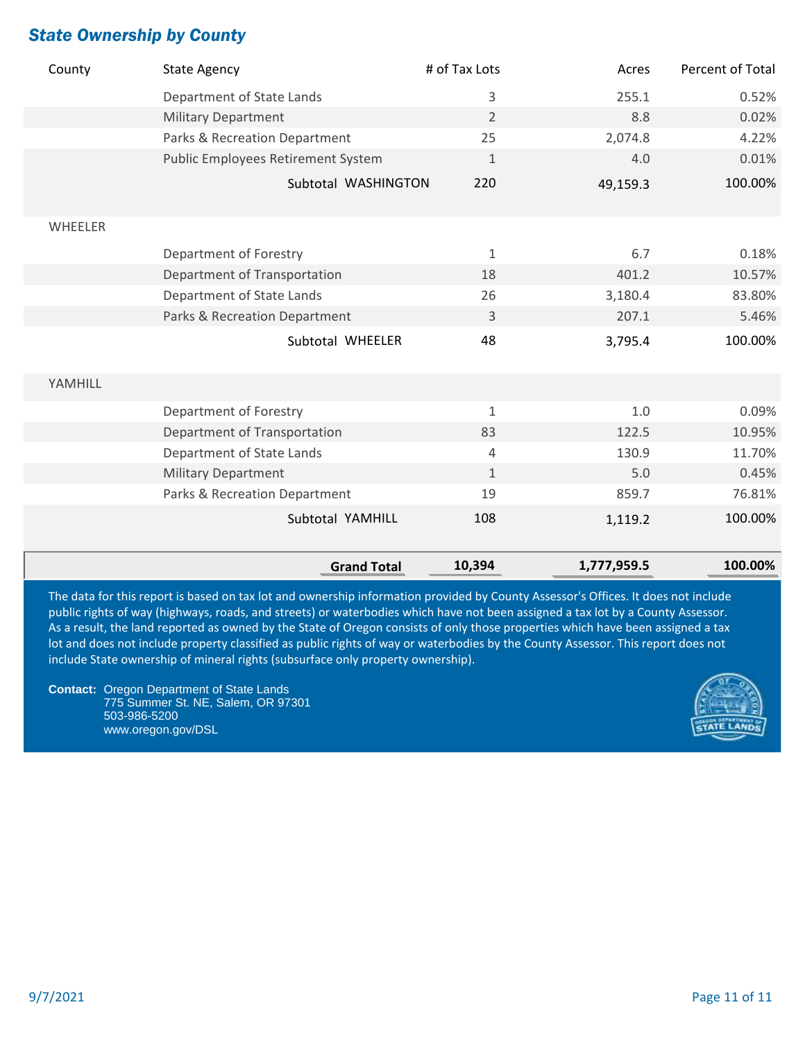## State Ownership by County

| County | State Agency | # of Tax Lots | Acres | Percent of Total |
|---|---|---|---|---|
| | Department of State Lands | 3 | 255.1 | 0.52% |
| | Military Department | 2 | 8.8 | 0.02% |
| | Parks & Recreation Department | 25 | 2,074.8 | 4.22% |
| | Public Employees Retirement System | 1 | 4.0 | 0.01% |
| | Subtotal WASHINGTON | 220 | 49,159.3 | 100.00% |
| WHEELER | | | | |
| | Department of Forestry | 1 | 6.7 | 0.18% |
| | Department of Transportation | 18 | 401.2 | 10.57% |
| | Department of State Lands | 26 | 3,180.4 | 83.80% |
| | Parks & Recreation Department | 3 | 207.1 | 5.46% |
| | Subtotal WHEELER | 48 | 3,795.4 | 100.00% |
| YAMHILL | | | | |
| | Department of Forestry | 1 | 1.0 | 0.09% |
| | Department of Transportation | 83 | 122.5 | 10.95% |
| | Department of State Lands | 4 | 130.9 | 11.70% |
| | Military Department | 1 | 5.0 | 0.45% |
| | Parks & Recreation Department | 19 | 859.7 | 76.81% |
| | Subtotal YAMHILL | 108 | 1,119.2 | 100.00% |
| | **Grand Total** | **10,394** | **1,777,959.5** | **100.00%** |

The data for this report is based on tax lot and ownership information provided by County Assessor's Offices. It does not include public rights of way (highways, roads, and streets) or waterbodies which have not been assigned a tax lot by a County Assessor. As a result, the land reported as owned by the State of Oregon consists of only those properties which have been assigned a tax lot and does not include property classified as public rights of way or waterbodies by the County Assessor. This report does not include State ownership of mineral rights (subsurface only property ownership).

**Contact:** Oregon Department of State Lands
775 Summer St. NE, Salem, OR 97301
503-986-5200
www.oregon.gov/DSL

9/7/2021